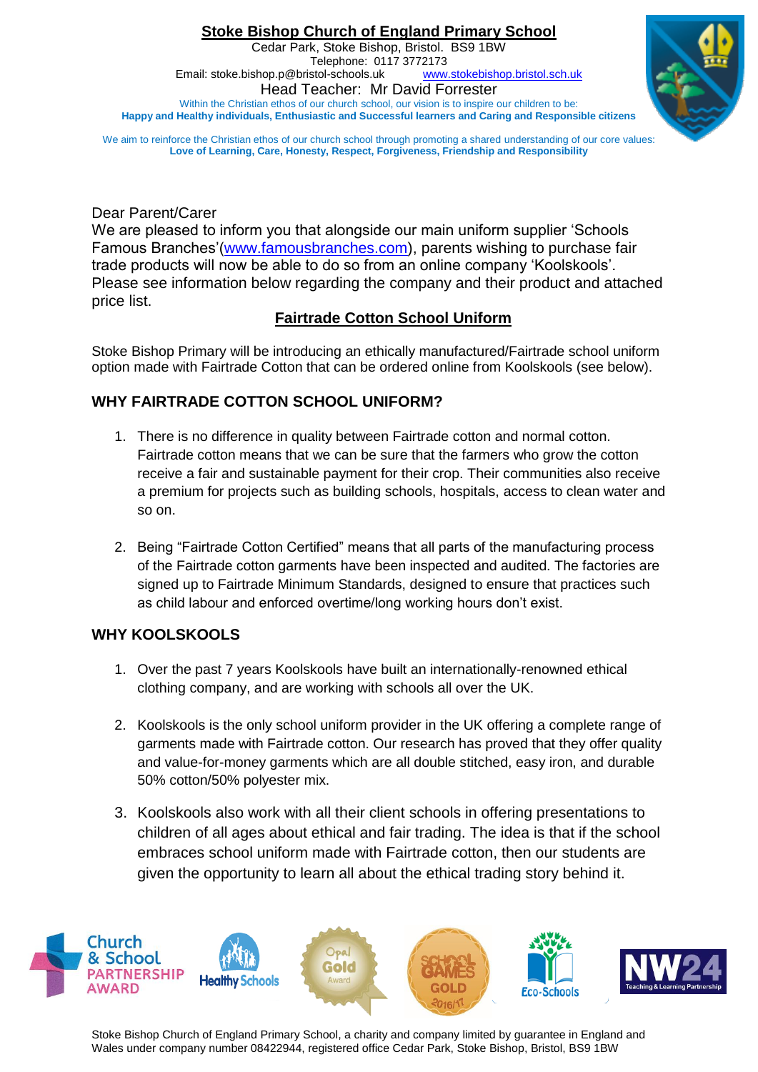# Stoke Bishop Church of England Primary School

Cedar Park, Stoke Bishop, Bristol. BS9 1BW
Telephone: 0117 3772173
Email: stoke.bishop.p@bristol-schools.uk www.stokebishop.bristol.sch.uk
Head Teacher: Mr David Forrester

Within the Christian ethos of our church school, our vision is to inspire our children to be:
**Happy and Healthy individuals, Enthusiastic and Successful learners and Caring and Responsible citizens**

We aim to reinforce the Christian ethos of our church school through promoting a shared understanding of our core values:
**Love of Learning, Care, Honesty, Respect, Forgiveness, Friendship and Responsibility**

Dear Parent/Carer
We are pleased to inform you that alongside our main uniform supplier 'Schools Famous Branches'(www.famousbranches.com), parents wishing to purchase fair trade products will now be able to do so from an online company 'Koolskools'. Please see information below regarding the company and their product and attached price list.

## Fairtrade Cotton School Uniform

Stoke Bishop Primary will be introducing an ethically manufactured/Fairtrade school uniform option made with Fairtrade Cotton that can be ordered online from Koolskools (see below).

## WHY FAIRTRADE COTTON SCHOOL UNIFORM?

1. There is no difference in quality between Fairtrade cotton and normal cotton. Fairtrade cotton means that we can be sure that the farmers who grow the cotton receive a fair and sustainable payment for their crop. Their communities also receive a premium for projects such as building schools, hospitals, access to clean water and so on.

2. Being "Fairtrade Cotton Certified" means that all parts of the manufacturing process of the Fairtrade cotton garments have been inspected and audited. The factories are signed up to Fairtrade Minimum Standards, designed to ensure that practices such as child labour and enforced overtime/long working hours don't exist.

## WHY KOOLSKOOLS

1. Over the past 7 years Koolskools have built an internationally-renowned ethical clothing company, and are working with schools all over the UK.

2. Koolskools is the only school uniform provider in the UK offering a complete range of garments made with Fairtrade cotton. Our research has proved that they offer quality and value-for-money garments which are all double stitched, easy iron, and durable 50% cotton/50% polyester mix.

3. Koolskools also work with all their client schools in offering presentations to children of all ages about ethical and fair trading. The idea is that if the school embraces school uniform made with Fairtrade cotton, then our students are given the opportunity to learn all about the ethical trading story behind it.

Stoke Bishop Church of England Primary School, a charity and company limited by guarantee in England and Wales under company number 08422944, registered office Cedar Park, Stoke Bishop, Bristol, BS9 1BW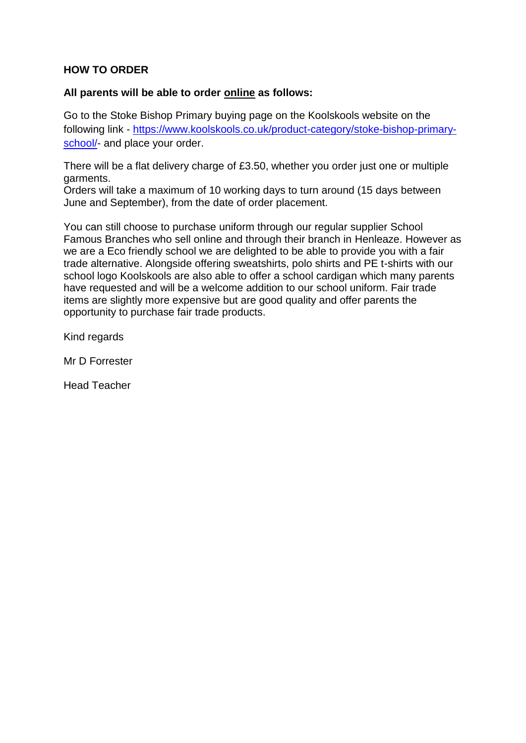**HOW TO ORDER**

**All parents will be able to order online as follows:**

Go to the Stoke Bishop Primary buying page on the Koolskools website on the following link - [https://www.koolskools.co.uk/product-category/stoke-bishop-primary-school/](https://www.koolskools.co.uk/product-category/stoke-bishop-primary-school/)- and place your order.

There will be a flat delivery charge of £3.50, whether you order just one or multiple garments.
Orders will take a maximum of 10 working days to turn around (15 days between June and September), from the date of order placement.

You can still choose to purchase uniform through our regular supplier School Famous Branches who sell online and through their branch in Henleaze. However as we are a Eco friendly school we are delighted to be able to provide you with a fair trade alternative. Alongside offering sweatshirts, polo shirts and PE t-shirts with our school logo Koolskools are also able to offer a school cardigan which many parents have requested and will be a welcome addition to our school uniform. Fair trade items are slightly more expensive but are good quality and offer parents the opportunity to purchase fair trade products.

Kind regards

Mr D Forrester

Head Teacher